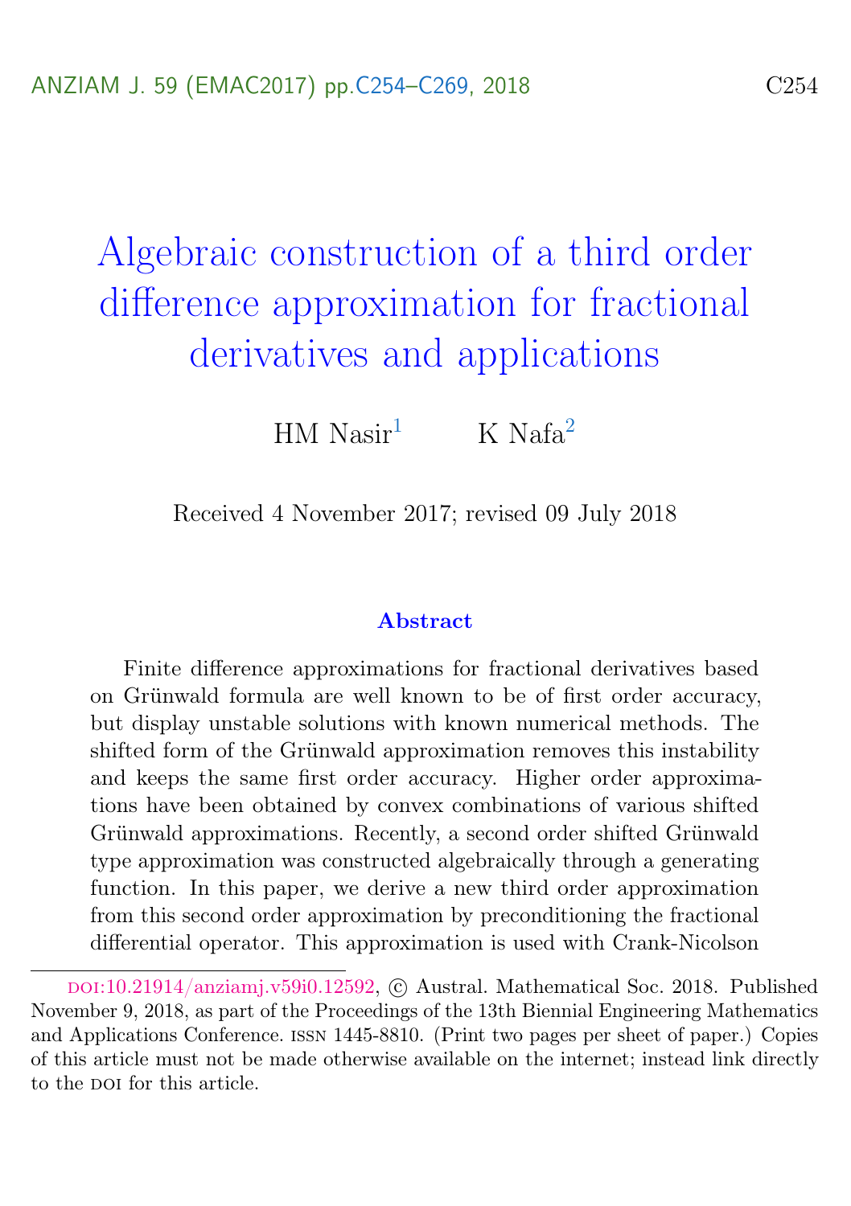# Algebraic construction of a third order difference approximation for fractional derivatives and applications

HM Nasir[1] K Nafa[2]

Received 4 November 2017; revised 09 July 2018

## Abstract

Finite difference approximations for fractional derivatives based on Grünwald formula are well known to be of first order accuracy, but display unstable solutions with known numerical methods. The shifted form of the Grünwald approximation removes this instability and keeps the same first order accuracy. Higher order approximations have been obtained by convex combinations of various shifted Grünwald approximations. Recently, a second order shifted Grünwald type approximation was constructed algebraically through a generating function. In this paper, we derive a new third order approximation from this second order approximation by preconditioning the fractional differential operator. This approximation is used with Crank-Nicolson

---

DOI:10.21914/anziamj.v59i0.12592, © Austral. Mathematical Soc. 2018. Published November 9, 2018, as part of the Proceedings of the 13th Biennial Engineering Mathematics and Applications Conference. ISSN 1445-8810. (Print two pages per sheet of paper.) Copies of this article must not be made otherwise available on the internet; instead link directly to the DOI for this article.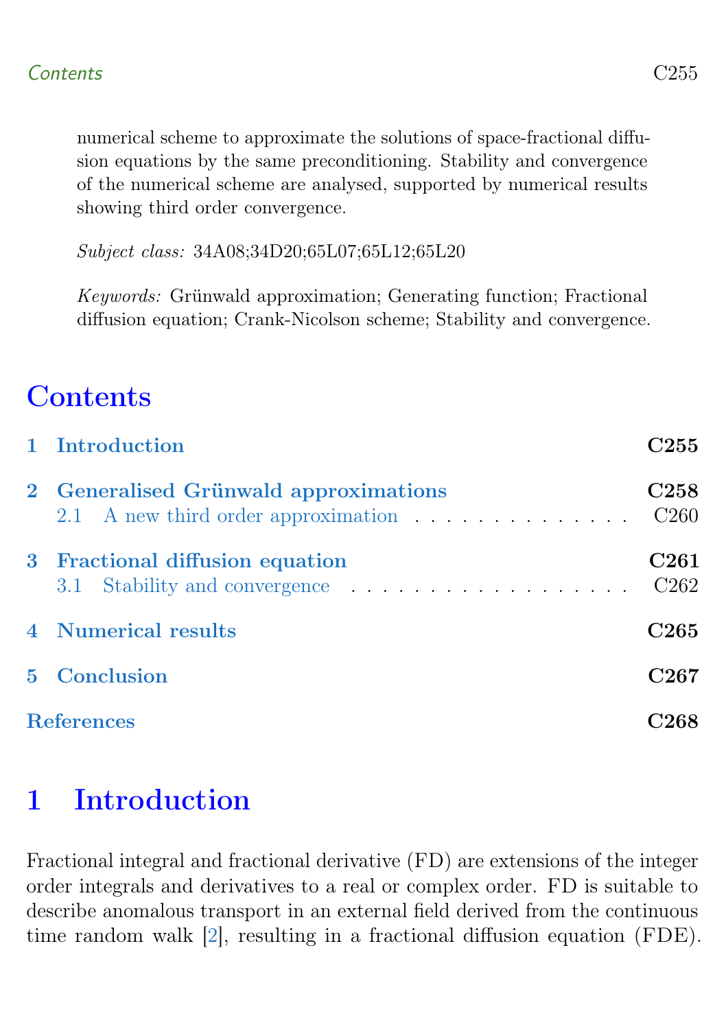numerical scheme to approximate the solutions of space-fractional diffusion equations by the same preconditioning. Stability and convergence of the numerical scheme are analysed, supported by numerical results showing third order convergence.

*Subject class:* 34A08;34D20;65L07;65L12;65L20

*Keywords:* Grünwald approximation; Generating function; Fractional diffusion equation; Crank-Nicolson scheme; Stability and convergence.

# Contents

| | |
|---|---|
| **1 Introduction** | **C255** |
| **2 Generalised Grünwald approximations** | **C258** |
| 2.1 A new third order approximation | C260 |
| **3 Fractional diffusion equation** | **C261** |
| 3.1 Stability and convergence | C262 |
| **4 Numerical results** | **C265** |
| **5 Conclusion** | **C267** |
| **References** | **C268** |

# 1 Introduction

Fractional integral and fractional derivative (FD) are extensions of the integer order integrals and derivatives to a real or complex order. FD is suitable to describe anomalous transport in an external field derived from the continuous time random walk [2], resulting in a fractional diffusion equation (FDE).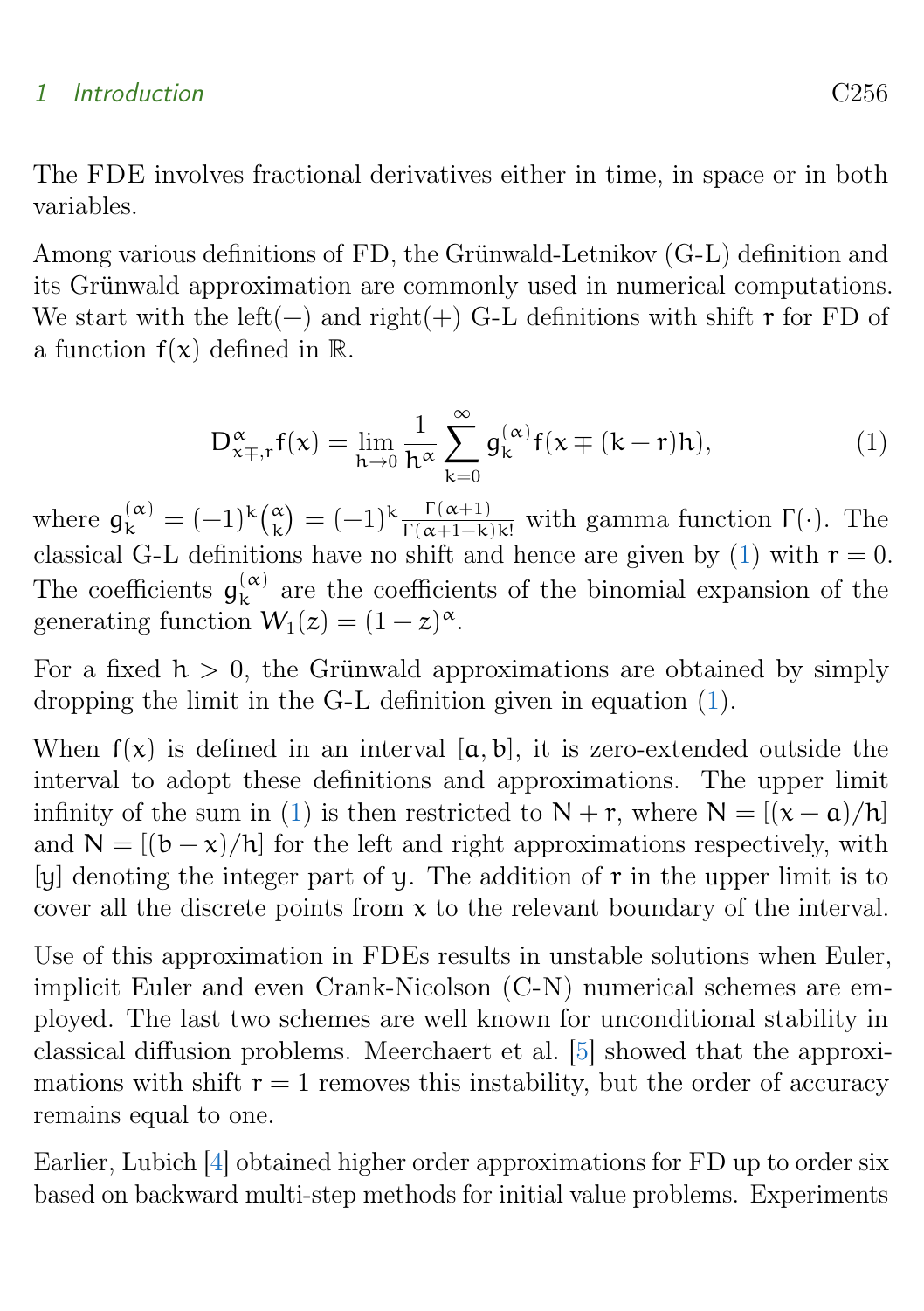The FDE involves fractional derivatives either in time, in space or in both variables.

Among various definitions of FD, the Grünwald-Letnikov (G-L) definition and its Grünwald approximation are commonly used in numerical computations. We start with the left($-$) and right($+$) G-L definitions with shift $r$ for FD of a function $f(x)$ defined in $\mathbb{R}$.

$$D^{\alpha}_{x\mp,r} f(x) = \lim_{h\to 0} \frac{1}{h^{\alpha}} \sum_{k=0}^{\infty} g^{(\alpha)}_k f(x \mp (k-r)h), \tag{1}$$

where $g^{(\alpha)}_k = (-1)^k \binom{\alpha}{k} = (-1)^k \frac{\Gamma(\alpha+1)}{\Gamma(\alpha+1-k)k!}$ with gamma function $\Gamma(\cdot)$. The classical G-L definitions have no shift and hence are given by (1) with $r = 0$. The coefficients $g^{(\alpha)}_k$ are the coefficients of the binomial expansion of the generating function $W_1(z) = (1-z)^{\alpha}$.

For a fixed $h > 0$, the Grünwald approximations are obtained by simply dropping the limit in the G-L definition given in equation (1).

When $f(x)$ is defined in an interval $[a, b]$, it is zero-extended outside the interval to adopt these definitions and approximations. The upper limit infinity of the sum in (1) is then restricted to $N + r$, where $N = [(x-a)/h]$ and $N = [(b-x)/h]$ for the left and right approximations respectively, with $[y]$ denoting the integer part of $y$. The addition of $r$ in the upper limit is to cover all the discrete points from $x$ to the relevant boundary of the interval.

Use of this approximation in FDEs results in unstable solutions when Euler, implicit Euler and even Crank-Nicolson (C-N) numerical schemes are employed. The last two schemes are well known for unconditional stability in classical diffusion problems. Meerchaert et al. [5] showed that the approximations with shift $r = 1$ removes this instability, but the order of accuracy remains equal to one.

Earlier, Lubich [4] obtained higher order approximations for FD up to order six based on backward multi-step methods for initial value problems. Experiments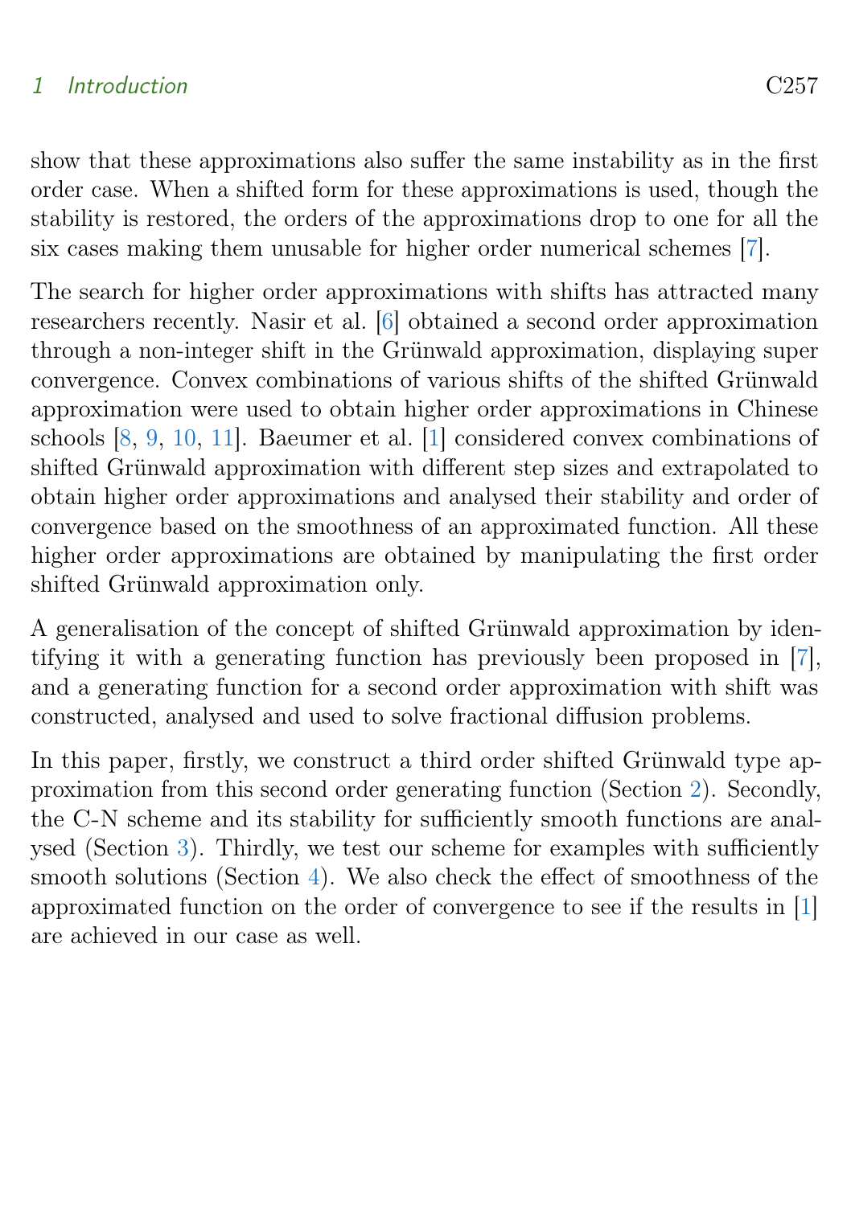show that these approximations also suffer the same instability as in the first order case. When a shifted form for these approximations is used, though the stability is restored, the orders of the approximations drop to one for all the six cases making them unusable for higher order numerical schemes [7].

The search for higher order approximations with shifts has attracted many researchers recently. Nasir et al. [6] obtained a second order approximation through a non-integer shift in the Grünwald approximation, displaying super convergence. Convex combinations of various shifts of the shifted Grünwald approximation were used to obtain higher order approximations in Chinese schools [8, 9, 10, 11]. Baeumer et al. [1] considered convex combinations of shifted Grünwald approximation with different step sizes and extrapolated to obtain higher order approximations and analysed their stability and order of convergence based on the smoothness of an approximated function. All these higher order approximations are obtained by manipulating the first order shifted Grünwald approximation only.

A generalisation of the concept of shifted Grünwald approximation by identifying it with a generating function has previously been proposed in [7], and a generating function for a second order approximation with shift was constructed, analysed and used to solve fractional diffusion problems.

In this paper, firstly, we construct a third order shifted Grünwald type approximation from this second order generating function (Section 2). Secondly, the C-N scheme and its stability for sufficiently smooth functions are analysed (Section 3). Thirdly, we test our scheme for examples with sufficiently smooth solutions (Section 4). We also check the effect of smoothness of the approximated function on the order of convergence to see if the results in [1] are achieved in our case as well.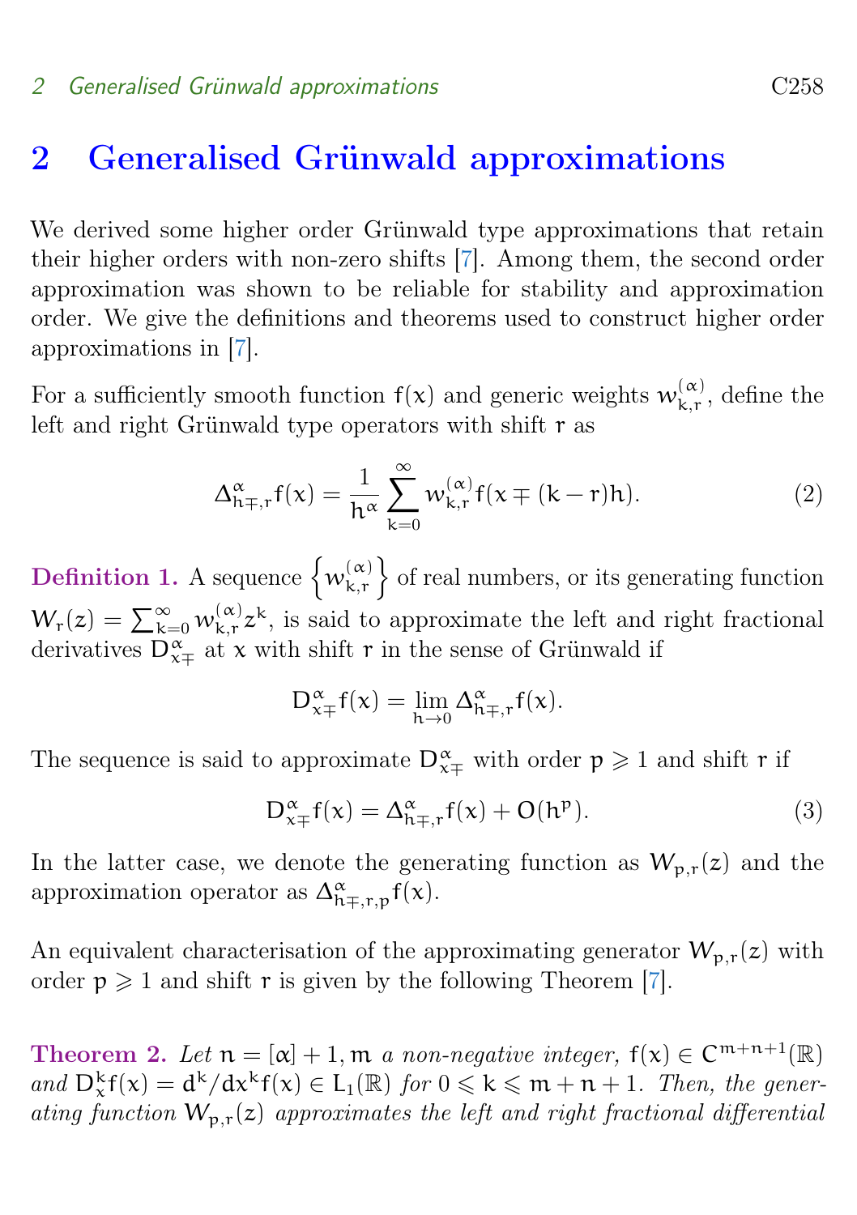## 2 Generalised Grünwald approximations

We derived some higher order Grünwald type approximations that retain their higher orders with non-zero shifts [7]. Among them, the second order approximation was shown to be reliable for stability and approximation order. We give the definitions and theorems used to construct higher order approximations in [7].

For a sufficiently smooth function $f(x)$ and generic weights $w_{k,r}^{(\alpha)}$, define the left and right Grünwald type operators with shift $r$ as

$$\Delta_{h\mp,r}^{\alpha} f(x) = \frac{1}{h^{\alpha}} \sum_{k=0}^{\infty} w_{k,r}^{(\alpha)} f(x \mp (k-r)h). \tag{2}$$

**Definition 1.** A sequence $\left\{ w_{k,r}^{(\alpha)} \right\}$ of real numbers, or its generating function $W_r(z) = \sum_{k=0}^{\infty} w_{k,r}^{(\alpha)} z^k$, is said to approximate the left and right fractional derivatives $D_{x\mp}^{\alpha}$ at $x$ with shift $r$ in the sense of Grünwald if

$$D_{x\mp}^{\alpha} f(x) = \lim_{h\to 0} \Delta_{h\mp,r}^{\alpha} f(x).$$

The sequence is said to approximate $D_{x\mp}^{\alpha}$ with order $p \geqslant 1$ and shift $r$ if

$$D_{x\mp}^{\alpha} f(x) = \Delta_{h\mp,r}^{\alpha} f(x) + O(h^p). \tag{3}$$

In the latter case, we denote the generating function as $W_{p,r}(z)$ and the approximation operator as $\Delta_{h\mp,r,p}^{\alpha} f(x)$.

An equivalent characterisation of the approximating generator $W_{p,r}(z)$ with order $p \geqslant 1$ and shift $r$ is given by the following Theorem [7].

**Theorem 2.** *Let $n = [\alpha] + 1$, $m$ a non-negative integer, $f(x) \in C^{m+n+1}(\mathbb{R})$ and $D_x^k f(x) = d^k/dx^k f(x) \in L_1(\mathbb{R})$ for $0 \leqslant k \leqslant m+n+1$. Then, the generating function $W_{p,r}(z)$ approximates the left and right fractional differential*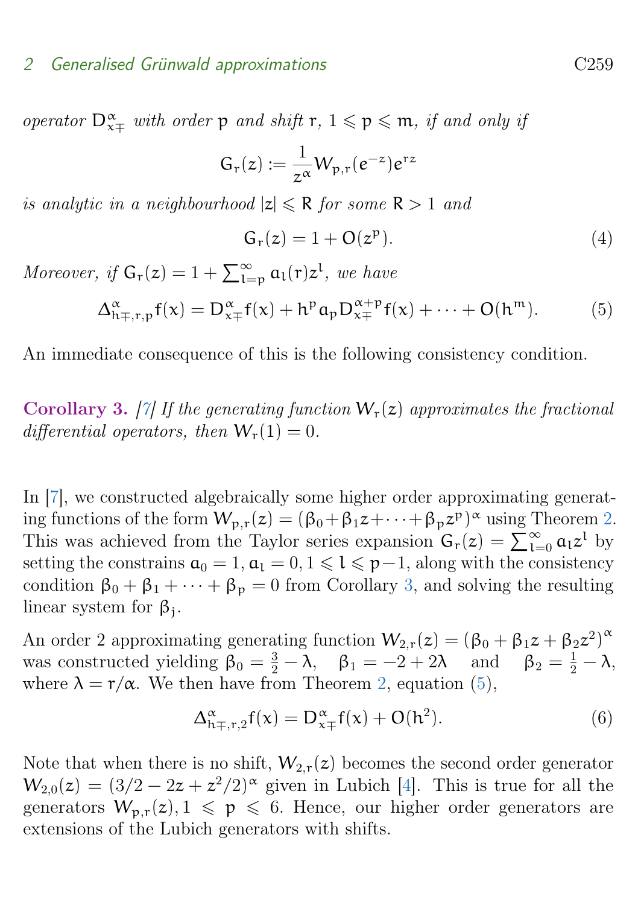*operator $D^{\alpha}_{x\mp}$ with order $p$ and shift $r$, $1 \leqslant p \leqslant m$, if and only if*

$$G_r(z) := \frac{1}{z^{\alpha}} W_{p,r}(e^{-z}) e^{rz}$$

*is analytic in a neighbourhood $|z| \leqslant R$ for some $R > 1$ and*

$$G_r(z) = 1 + O(z^p). \tag{4}$$

*Moreover, if $G_r(z) = 1 + \sum_{l=p}^{\infty} a_l(r) z^l$, we have*

$$\Delta^{\alpha}_{h\mp,r,p} f(x) = D^{\alpha}_{x\mp} f(x) + h^p a_p D^{\alpha+p}_{x\mp} f(x) + \cdots + O(h^m). \tag{5}$$

An immediate consequence of this is the following consistency condition.

**Corollary 3.** *[7] If the generating function $W_r(z)$ approximates the fractional differential operators, then $W_r(1) = 0$.*

In [7], we constructed algebraically some higher order approximating generating functions of the form $W_{p,r}(z) = (\beta_0 + \beta_1 z + \cdots + \beta_p z^p)^{\alpha}$ using Theorem 2. This was achieved from the Taylor series expansion $G_r(z) = \sum_{l=0}^{\infty} a_l z^l$ by setting the constrains $a_0 = 1, a_l = 0, 1 \leqslant l \leqslant p-1$, along with the consistency condition $\beta_0 + \beta_1 + \cdots + \beta_p = 0$ from Corollary 3, and solving the resulting linear system for $\beta_j$.

An order 2 approximating generating function $W_{2,r}(z) = (\beta_0 + \beta_1 z + \beta_2 z^2)^{\alpha}$ was constructed yielding $\beta_0 = \frac{3}{2} - \lambda$, $\beta_1 = -2 + 2\lambda$ and $\beta_2 = \frac{1}{2} - \lambda$, where $\lambda = r/\alpha$. We then have from Theorem 2, equation (5),

$$\Delta^{\alpha}_{h\mp,r,2} f(x) = D^{\alpha}_{x\mp} f(x) + O(h^2). \tag{6}$$

Note that when there is no shift, $W_{2,r}(z)$ becomes the second order generator $W_{2,0}(z) = (3/2 - 2z + z^2/2)^{\alpha}$ given in Lubich [4]. This is true for all the generators $W_{p,r}(z), 1 \leqslant p \leqslant 6$. Hence, our higher order generators are extensions of the Lubich generators with shifts.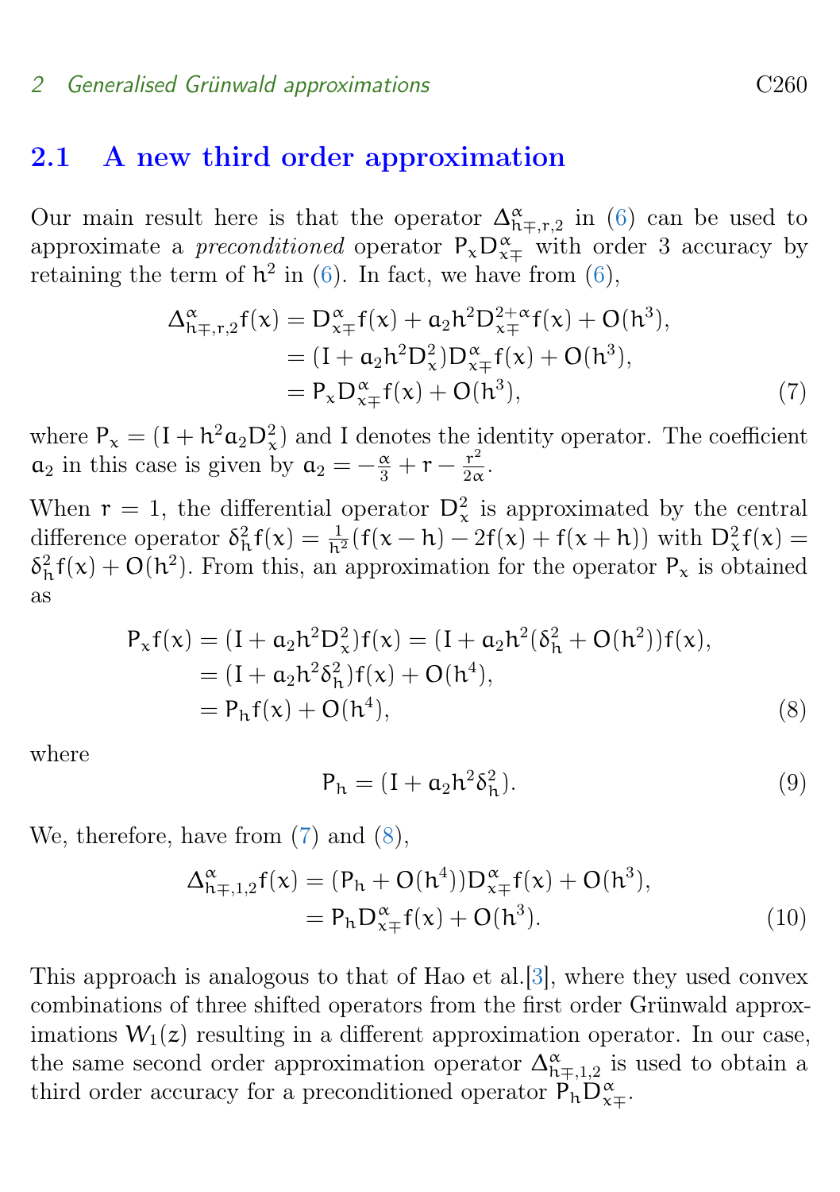## 2.1 A new third order approximation

Our main result here is that the operator $\Delta^{\alpha}_{h\mp,r,2}$ in (6) can be used to approximate a *preconditioned* operator $P_x D^{\alpha}_{x\mp}$ with order 3 accuracy by retaining the term of $h^2$ in (6). In fact, we have from (6),

$$
\begin{aligned}
\Delta^{\alpha}_{h\mp,r,2} f(x) &= D^{\alpha}_{x\mp} f(x) + a_2 h^2 D^{2+\alpha}_{x\mp} f(x) + O(h^3), \\
&= (I + a_2 h^2 D^2_x) D^{\alpha}_{x\mp} f(x) + O(h^3), \\
&= P_x D^{\alpha}_{x\mp} f(x) + O(h^3),
\end{aligned} \tag{7}
$$

where $P_x = (I + h^2 a_2 D^2_x)$ and I denotes the identity operator. The coefficient $a_2$ in this case is given by $a_2 = -\frac{\alpha}{3} + r - \frac{r^2}{2\alpha}$.

When $r = 1$, the differential operator $D^2_x$ is approximated by the central difference operator $\delta^2_h f(x) = \frac{1}{h^2}(f(x-h) - 2f(x) + f(x+h))$ with $D^2_x f(x) = \delta^2_h f(x) + O(h^2)$. From this, an approximation for the operator $P_x$ is obtained as

$$
\begin{aligned}
P_x f(x) &= (I + a_2 h^2 D^2_x) f(x) = (I + a_2 h^2 (\delta^2_h + O(h^2))) f(x), \\
&= (I + a_2 h^2 \delta^2_h) f(x) + O(h^4), \\
&= P_h f(x) + O(h^4),
\end{aligned} \tag{8}
$$

where

$$
P_h = (I + a_2 h^2 \delta^2_h). \tag{9}
$$

We, therefore, have from (7) and (8),

$$
\begin{aligned}
\Delta^{\alpha}_{h\mp,1,2} f(x) &= (P_h + O(h^4)) D^{\alpha}_{x\mp} f(x) + O(h^3), \\
&= P_h D^{\alpha}_{x\mp} f(x) + O(h^3).
\end{aligned} \tag{10}
$$

This approach is analogous to that of Hao et al.[3], where they used convex combinations of three shifted operators from the first order Grünwald approximations $W_1(z)$ resulting in a different approximation operator. In our case, the same second order approximation operator $\Delta^{\alpha}_{h\mp,1,2}$ is used to obtain a third order accuracy for a preconditioned operator $P_h D^{\alpha}_{x\mp}$.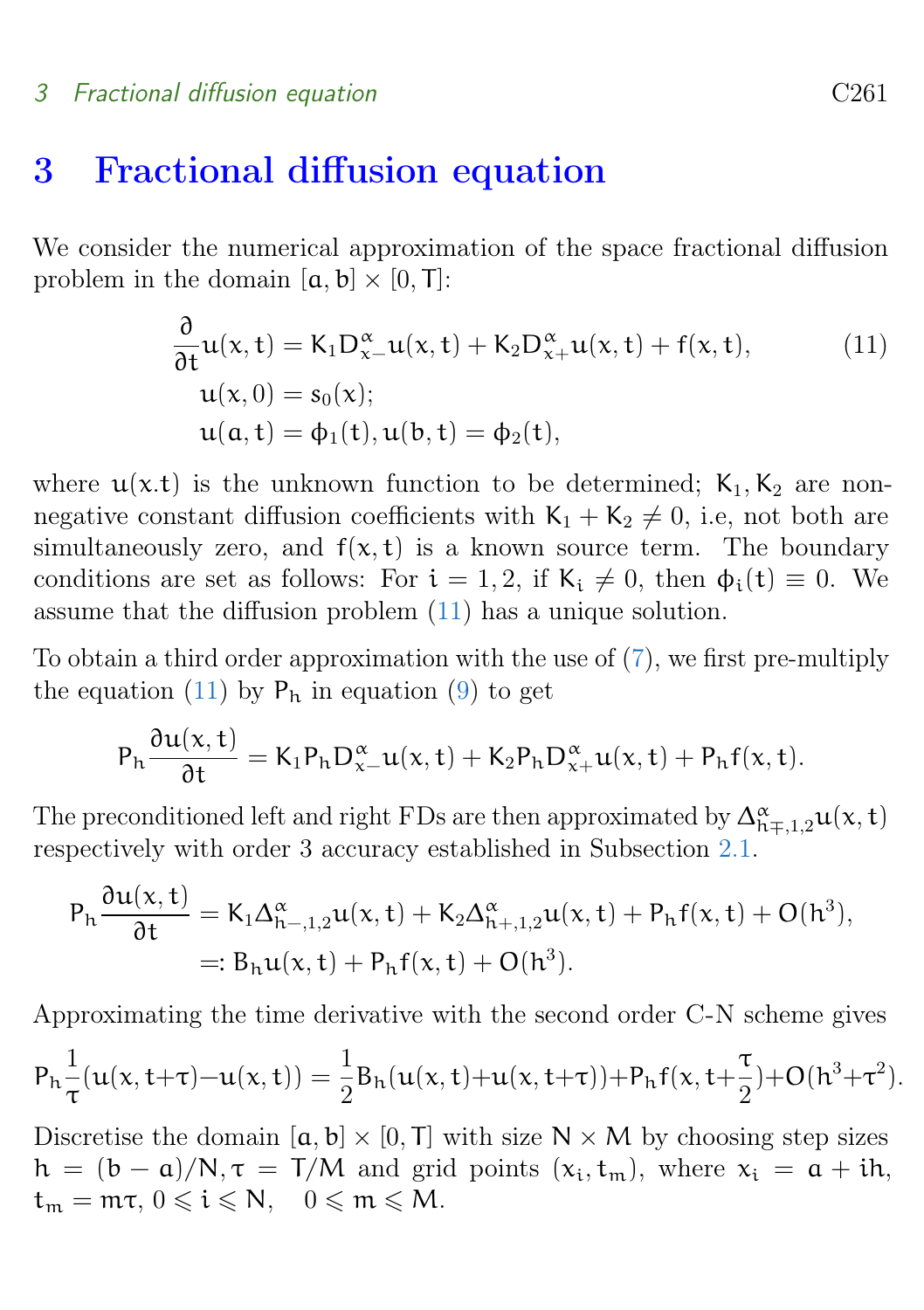## 3 Fractional diffusion equation

We consider the numerical approximation of the space fractional diffusion problem in the domain $[a,b]\times[0,T]$:

$$
\begin{aligned}
\frac{\partial}{\partial t}u(x,t) &= K_1 D^{\alpha}_{x-}u(x,t) + K_2 D^{\alpha}_{x+}u(x,t) + f(x,t), \qquad (11)\\
u(x,0) &= s_0(x);\\
u(a,t) &= \phi_1(t), u(b,t) = \phi_2(t),
\end{aligned}
$$

where $u(x.t)$ is the unknown function to be determined; $K_1, K_2$ are non-negative constant diffusion coefficients with $K_1 + K_2 \neq 0$, i.e, not both are simultaneously zero, and $f(x,t)$ is a known source term. The boundary conditions are set as follows: For $i = 1, 2$, if $K_i \neq 0$, then $\phi_i(t) \equiv 0$. We assume that the diffusion problem (11) has a unique solution.

To obtain a third order approximation with the use of (7), we first pre-multiply the equation (11) by $P_h$ in equation (9) to get

$$
P_h \frac{\partial u(x,t)}{\partial t} = K_1 P_h D^{\alpha}_{x-}u(x,t) + K_2 P_h D^{\alpha}_{x+}u(x,t) + P_h f(x,t).
$$

The preconditioned left and right FDs are then approximated by $\Delta^{\alpha}_{h\mp,1,2}u(x,t)$ respectively with order 3 accuracy established in Subsection 2.1.

$$
\begin{aligned}
P_h \frac{\partial u(x,t)}{\partial t} &= K_1 \Delta^{\alpha}_{h-,1,2}u(x,t) + K_2 \Delta^{\alpha}_{h+,1,2}u(x,t) + P_h f(x,t) + O(h^3),\\
&=: B_h u(x,t) + P_h f(x,t) + O(h^3).
\end{aligned}
$$

Approximating the time derivative with the second order C-N scheme gives

$$
P_h \frac{1}{\tau}(u(x,t+\tau) - u(x,t)) = \frac{1}{2} B_h (u(x,t) + u(x,t+\tau)) + P_h f(x, t+\frac{\tau}{2}) + O(h^3 + \tau^2).
$$

Discretise the domain $[a,b]\times[0,T]$ with size $N \times M$ by choosing step sizes $h = (b-a)/N, \tau = T/M$ and grid points $(x_i, t_m)$, where $x_i = a + ih$, $t_m = m\tau$, $0 \leqslant i \leqslant N$, $\quad 0 \leqslant m \leqslant M$.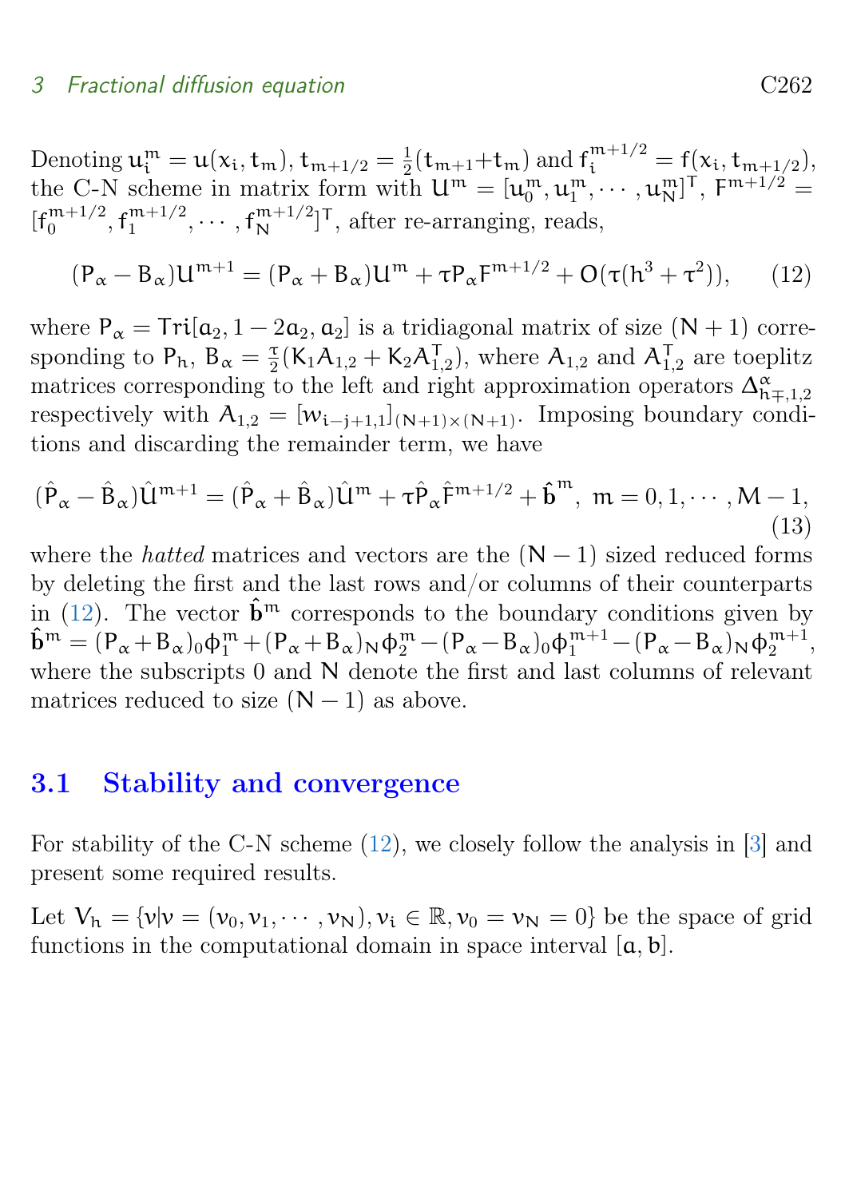Denoting $u_i^m = u(x_i, t_m)$, $t_{m+1/2} = \frac{1}{2}(t_{m+1}+t_m)$ and $f_i^{m+1/2} = f(x_i, t_{m+1/2})$, the C-N scheme in matrix form with $U^m = [u_0^m, u_1^m, \cdots, u_N^m]^T$, $F^{m+1/2} = [f_0^{m+1/2}, f_1^{m+1/2}, \cdots, f_N^{m+1/2}]^T$, after re-arranging, reads,

$$(P_\alpha - B_\alpha)U^{m+1} = (P_\alpha + B_\alpha)U^m + \tau P_\alpha F^{m+1/2} + O(\tau(h^3 + \tau^2)), \qquad (12)$$

where $P_\alpha = \mathrm{Tri}[a_2, 1-2a_2, a_2]$ is a tridiagonal matrix of size $(N+1)$ corresponding to $P_h$, $B_\alpha = \frac{\tau}{2}(K_1 A_{1,2} + K_2 A_{1,2}^T)$, where $A_{1,2}$ and $A_{1,2}^T$ are toeplitz matrices corresponding to the left and right approximation operators $\Delta^\alpha_{h\mp,1,2}$ respectively with $A_{1,2} = [w_{i-j+1,1}]_{(N+1)\times(N+1)}$. Imposing boundary conditions and discarding the remainder term, we have

$$(\hat{P}_\alpha - \hat{B}_\alpha)\hat{U}^{m+1} = (\hat{P}_\alpha + \hat{B}_\alpha)\hat{U}^m + \tau\hat{P}_\alpha\hat{F}^{m+1/2} + \hat{b}^m, \; m = 0, 1, \cdots, M-1, \qquad (13)$$

where the *hatted* matrices and vectors are the $(N-1)$ sized reduced forms by deleting the first and the last rows and/or columns of their counterparts in (12). The vector $\hat{b}^m$ corresponds to the boundary conditions given by $\hat{b}^m = (P_\alpha + B_\alpha)_0\phi_1^m + (P_\alpha + B_\alpha)_N\phi_2^m - (P_\alpha - B_\alpha)_0\phi_1^{m+1} - (P_\alpha - B_\alpha)_N\phi_2^{m+1}$, where the subscripts 0 and N denote the first and last columns of relevant matrices reduced to size $(N-1)$ as above.

## 3.1 Stability and convergence

For stability of the C-N scheme (12), we closely follow the analysis in [3] and present some required results.

Let $V_h = \{v | v = (v_0, v_1, \cdots, v_N), v_i \in \mathbb{R}, v_0 = v_N = 0\}$ be the space of grid functions in the computational domain in space interval $[a, b]$.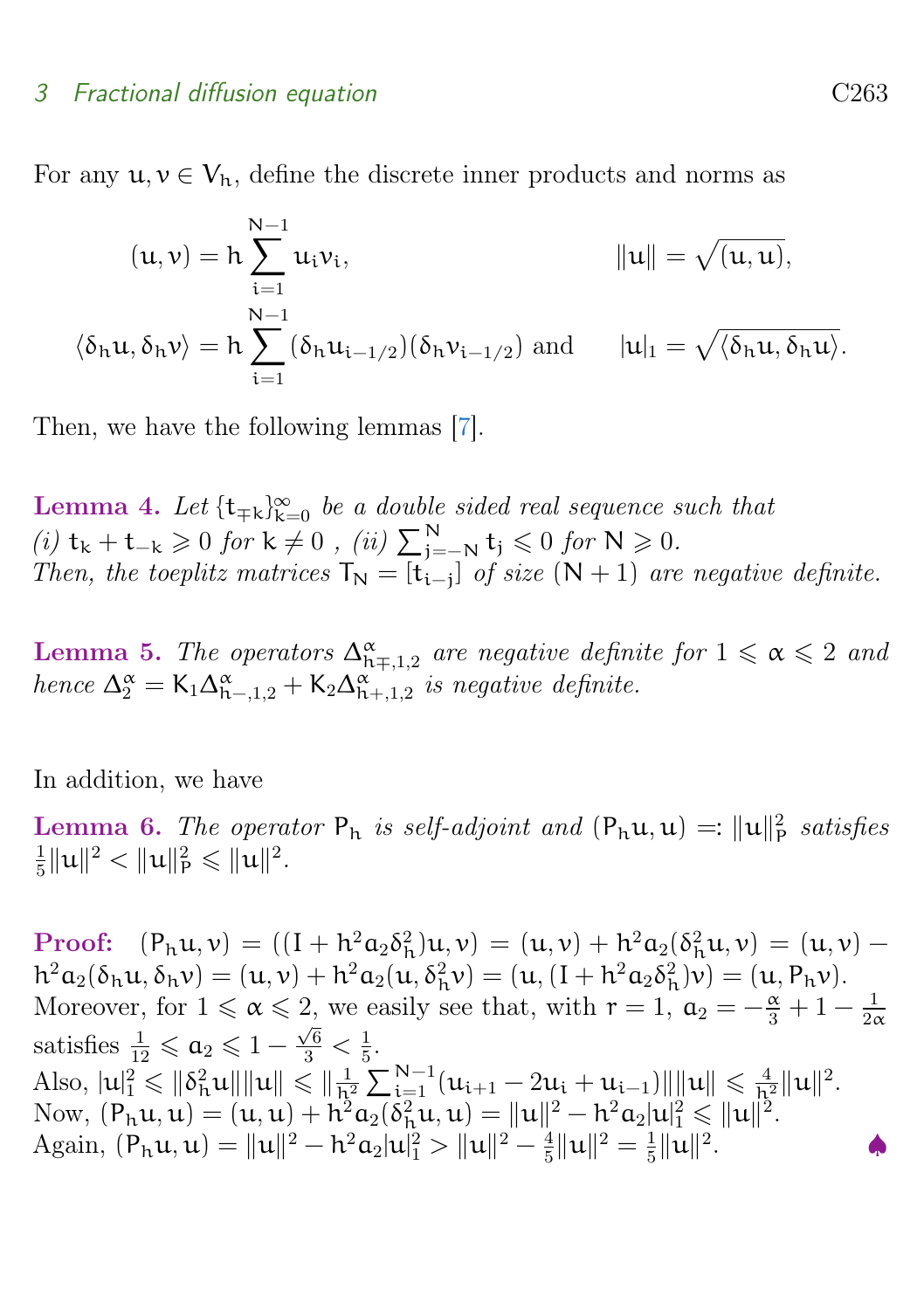For any $u, v \in V_h$, define the discrete inner products and norms as

$$(u, v) = h \sum_{i=1}^{N-1} u_i v_i, \qquad \|u\| = \sqrt{(u, u)},$$

$$\langle \delta_h u, \delta_h v \rangle = h \sum_{i=1}^{N-1} (\delta_h u_{i-1/2})(\delta_h v_{i-1/2}) \text{ and } \qquad |u|_1 = \sqrt{\langle \delta_h u, \delta_h u \rangle}.$$

Then, we have the following lemmas [7].

**Lemma 4.** *Let $\{t_{\mp k}\}_{k=0}^{\infty}$ be a double sided real sequence such that (i) $t_k + t_{-k} \geqslant 0$ for $k \neq 0$ , (ii) $\sum_{j=-N}^{N} t_j \leqslant 0$ for $N \geqslant 0$. Then, the toeplitz matrices $T_N = [t_{i-j}]$ of size $(N+1)$ are negative definite.*

**Lemma 5.** *The operators $\Delta^{\alpha}_{h\mp,1,2}$ are negative definite for $1 \leqslant \alpha \leqslant 2$ and hence $\Delta^{\alpha}_2 = K_1 \Delta^{\alpha}_{h-,1,2} + K_2 \Delta^{\alpha}_{h+,1,2}$ is negative definite.*

In addition, we have

**Lemma 6.** *The operator $P_h$ is self-adjoint and $(P_h u, u) =: \|u\|_P^2$ satisfies $\frac{1}{5}\|u\|^2 < \|u\|_P^2 \leqslant \|u\|^2$.*

**Proof:** $(P_h u, v) = ((I + h^2 a_2 \delta_h^2)u, v) = (u, v) + h^2 a_2 (\delta_h^2 u, v) = (u, v) - h^2 a_2 (\delta_h u, \delta_h v) = (u, v) + h^2 a_2 (u, \delta_h^2 v) = (u, (I + h^2 a_2 \delta_h^2)v) = (u, P_h v)$.
Moreover, for $1 \leqslant \alpha \leqslant 2$, we easily see that, with $r = 1$, $a_2 = -\frac{\alpha}{3} + 1 - \frac{1}{2\alpha}$ satisfies $\frac{1}{12} \leqslant a_2 \leqslant 1 - \frac{\sqrt{6}}{3} < \frac{1}{5}$.
Also, $|u|_1^2 \leqslant \|\delta_h^2 u\| \|u\| \leqslant \|\frac{1}{h^2} \sum_{i=1}^{N-1} (u_{i+1} - 2u_i + u_{i-1})\| \|u\| \leqslant \frac{4}{h^2}\|u\|^2$.
Now, $(P_h u, u) = (u, u) + h^2 a_2 (\delta_h^2 u, u) = \|u\|^2 - h^2 a_2 |u|_1^2 \leqslant \|u\|^2$.
Again, $(P_h u, u) = \|u\|^2 - h^2 a_2 |u|_1^2 > \|u\|^2 - \frac{4}{5}\|u\|^2 = \frac{1}{5}\|u\|^2$. ♠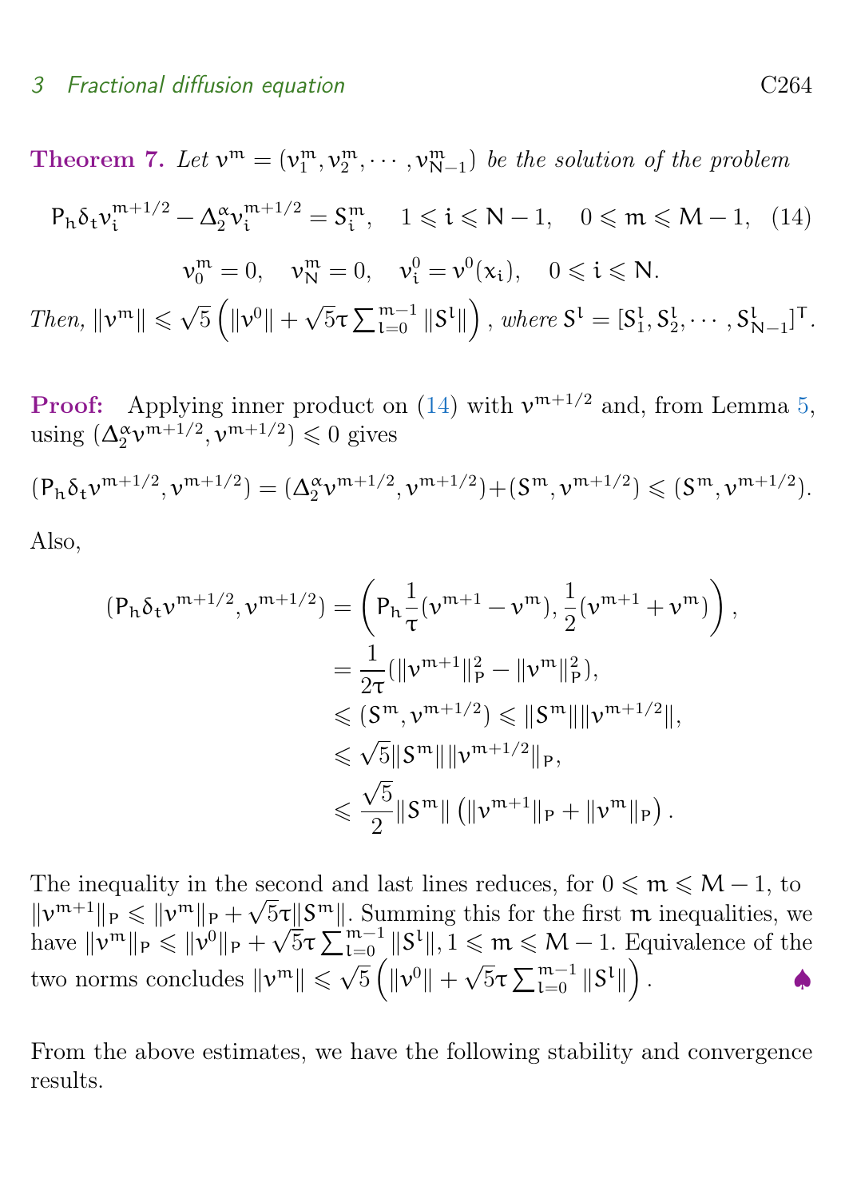**Theorem 7.** *Let $v^m = (v_1^m, v_2^m, \cdots, v_{N-1}^m)$ be the solution of the problem*

$$P_h \delta_t v_i^{m+1/2} - \Delta_2^\alpha v_i^{m+1/2} = S_i^m, \quad 1 \leqslant i \leqslant N-1, \quad 0 \leqslant m \leqslant M-1, \quad (14)$$

$$v_0^m = 0, \quad v_N^m = 0, \quad v_i^0 = v^0(x_i), \quad 0 \leqslant i \leqslant N.$$

*Then,* $\|v^m\| \leqslant \sqrt{5}\left(\|v^0\| + \sqrt{5}\tau \sum_{l=0}^{m-1} \|S^l\|\right)$, *where* $S^l = [S_1^l, S_2^l, \cdots, S_{N-1}^l]^T$.

**Proof:** Applying inner product on (14) with $v^{m+1/2}$ and, from Lemma 5, using $(\Delta_2^\alpha v^{m+1/2}, v^{m+1/2}) \leqslant 0$ gives

$$(P_h \delta_t v^{m+1/2}, v^{m+1/2}) = (\Delta_2^\alpha v^{m+1/2}, v^{m+1/2}) + (S^m, v^{m+1/2}) \leqslant (S^m, v^{m+1/2}).$$

Also,

$$\begin{aligned}
(P_h \delta_t v^{m+1/2}, v^{m+1/2}) &= \left(P_h \frac{1}{\tau}(v^{m+1} - v^m), \frac{1}{2}(v^{m+1} + v^m)\right), \\
&= \frac{1}{2\tau}(\|v^{m+1}\|_P^2 - \|v^m\|_P^2), \\
&\leqslant (S^m, v^{m+1/2}) \leqslant \|S^m\| \|v^{m+1/2}\|, \\
&\leqslant \sqrt{5}\|S^m\| \|v^{m+1/2}\|_P, \\
&\leqslant \frac{\sqrt{5}}{2}\|S^m\| \left(\|v^{m+1}\|_P + \|v^m\|_P\right).
\end{aligned}$$

The inequality in the second and last lines reduces, for $0 \leqslant m \leqslant M-1$, to $\|v^{m+1}\|_P \leqslant \|v^m\|_P + \sqrt{5}\tau\|S^m\|$. Summing this for the first $m$ inequalities, we have $\|v^m\|_P \leqslant \|v^0\|_P + \sqrt{5}\tau \sum_{l=0}^{m-1} \|S^l\|, 1 \leqslant m \leqslant M-1$. Equivalence of the two norms concludes $\|v^m\| \leqslant \sqrt{5}\left(\|v^0\| + \sqrt{5}\tau \sum_{l=0}^{m-1} \|S^l\|\right)$. ♠

From the above estimates, we have the following stability and convergence results.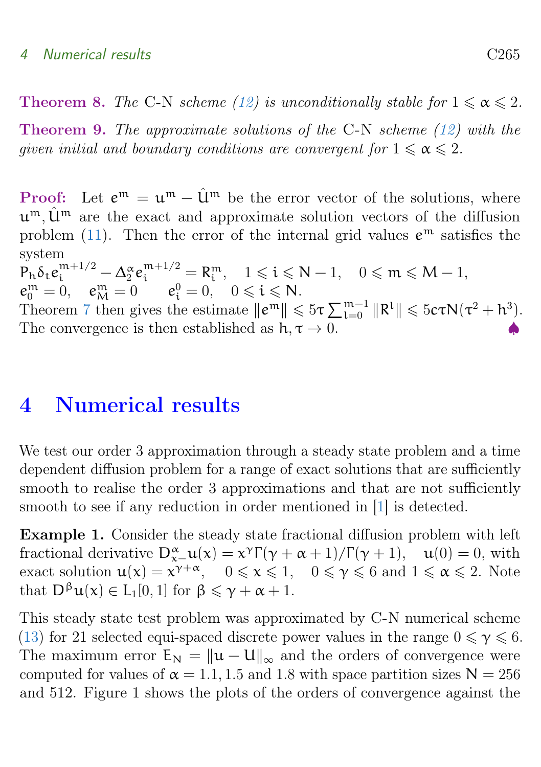**Theorem 8.** *The* C-N *scheme (12) is unconditionally stable for* $1 \leqslant \alpha \leqslant 2$.

**Theorem 9.** *The approximate solutions of the* C-N *scheme (12) with the given initial and boundary conditions are convergent for* $1 \leqslant \alpha \leqslant 2$.

**Proof:** Let $e^m = u^m - \hat{U}^m$ be the error vector of the solutions, where $u^m, \hat{U}^m$ are the exact and approximate solution vectors of the diffusion problem (11). Then the error of the internal grid values $e^m$ satisfies the system

$P_h \delta_t e_i^{m+1/2} - \Delta_2^\alpha e_i^{m+1/2} = R_i^m, \quad 1 \leqslant i \leqslant N-1, \quad 0 \leqslant m \leqslant M-1,$
$e_0^m = 0, \quad e_M^m = 0 \qquad e_i^0 = 0, \quad 0 \leqslant i \leqslant N.$

Theorem 7 then gives the estimate $\|e^m\| \leqslant 5\tau \sum_{l=0}^{m-1} \|R^l\| \leqslant 5c\tau N(\tau^2 + h^3)$. The convergence is then established as $h, \tau \to 0$. ♠

# 4 Numerical results

We test our order 3 approximation through a steady state problem and a time dependent diffusion problem for a range of exact solutions that are sufficiently smooth to realise the order 3 approximations and that are not sufficiently smooth to see if any reduction in order mentioned in [1] is detected.

**Example 1.** Consider the steady state fractional diffusion problem with left fractional derivative $D_{x-}^\alpha u(x) = x^\gamma \Gamma(\gamma+\alpha+1)/\Gamma(\gamma+1), \quad u(0) = 0$, with exact solution $u(x) = x^{\gamma+\alpha}, \quad 0 \leqslant x \leqslant 1, \quad 0 \leqslant \gamma \leqslant 6$ and $1 \leqslant \alpha \leqslant 2$. Note that $D^\beta u(x) \in L_1[0,1]$ for $\beta \leqslant \gamma + \alpha + 1$.

This steady state test problem was approximated by C-N numerical scheme (13) for 21 selected equi-spaced discrete power values in the range $0 \leqslant \gamma \leqslant 6$. The maximum error $E_N = \|u - U\|_\infty$ and the orders of convergence were computed for values of $\alpha = 1.1, 1.5$ and $1.8$ with space partition sizes $N = 256$ and $512$. Figure 1 shows the plots of the orders of convergence against the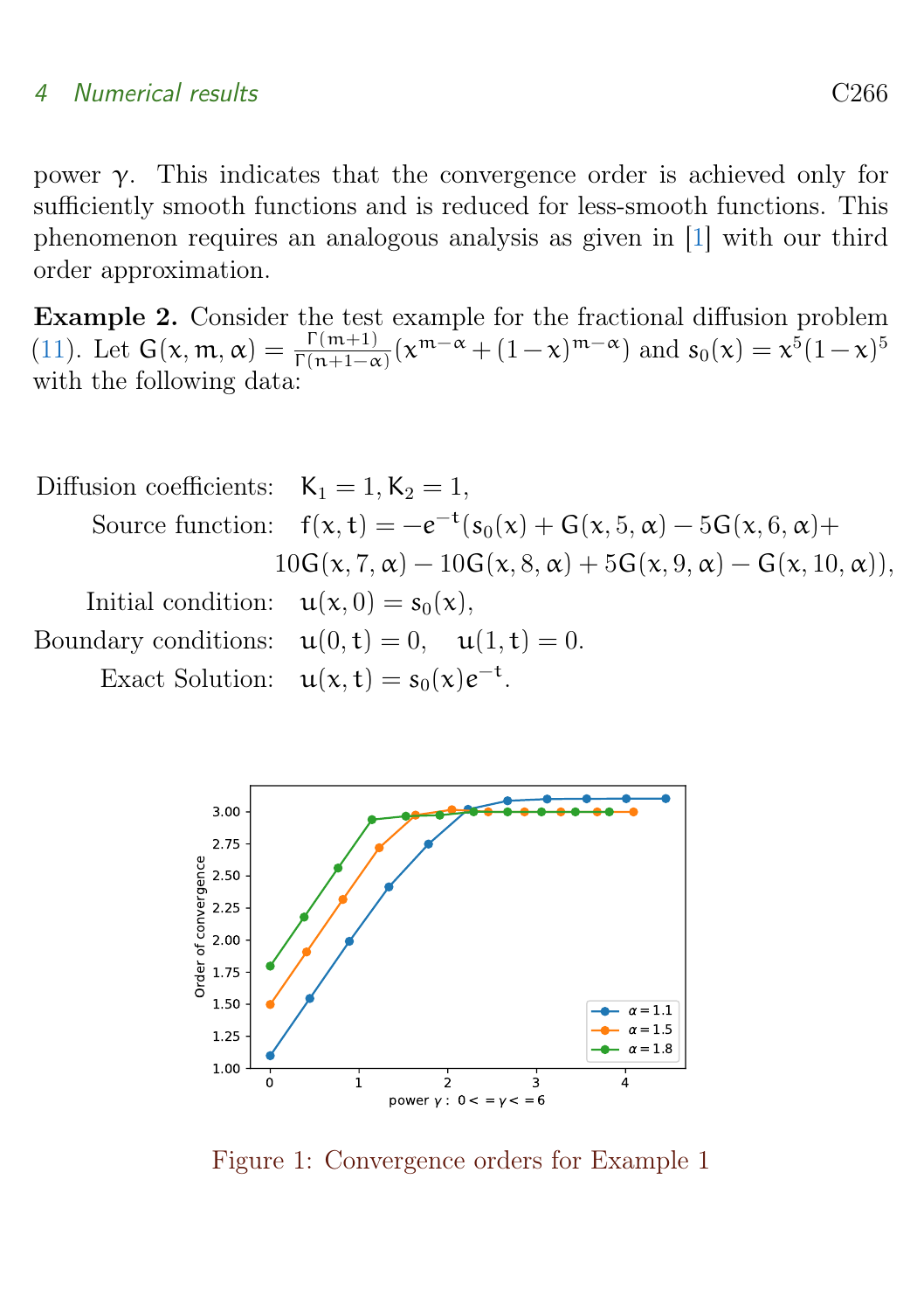power $\gamma$. This indicates that the convergence order is achieved only for sufficiently smooth functions and is reduced for less-smooth functions. This phenomenon requires an analogous analysis as given in [1] with our third order approximation.

**Example 2.** Consider the test example for the fractional diffusion problem (11). Let $G(x, m, \alpha) = \frac{\Gamma(m+1)}{\Gamma(n+1-\alpha)}(x^{m-\alpha} + (1-x)^{m-\alpha})$ and $s_0(x) = x^5(1-x)^5$ with the following data:

$$
\begin{aligned}
\text{Diffusion coefficients:} \quad & K_1 = 1, K_2 = 1, \\
\text{Source function:} \quad & f(x,t) = -e^{-t}(s_0(x) + G(x,5,\alpha) - 5G(x,6,\alpha) + \\
& 10G(x,7,\alpha) - 10G(x,8,\alpha) + 5G(x,9,\alpha) - G(x,10,\alpha)), \\
\text{Initial condition:} \quad & u(x,0) = s_0(x), \\
\text{Boundary conditions:} \quad & u(0,t) = 0, \quad u(1,t) = 0. \\
\text{Exact Solution:} \quad & u(x,t) = s_0(x)e^{-t}.
\end{aligned}
$$

Figure 1: Convergence orders for Example 1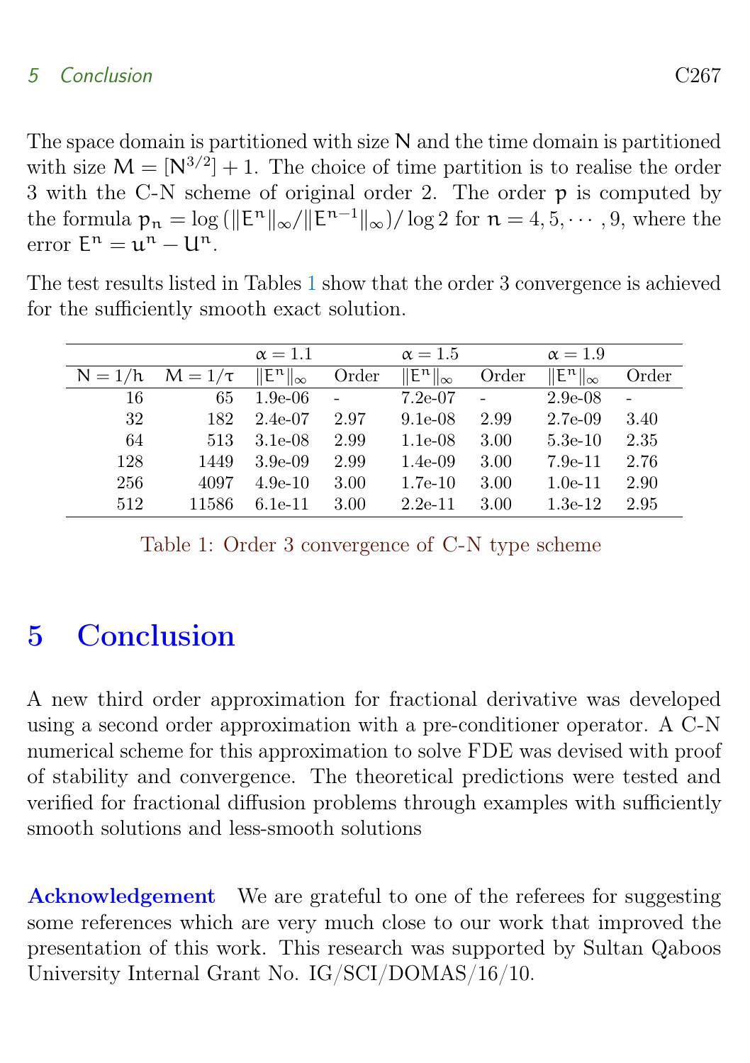The space domain is partitioned with size $N$ and the time domain is partitioned with size $M = [N^{3/2}] + 1$. The choice of time partition is to realise the order 3 with the C-N scheme of original order 2. The order $p$ is computed by the formula $p_n = \log(\|E^n\|_\infty / \|E^{n-1}\|_\infty)/\log 2$ for $n = 4, 5, \cdots, 9$, where the error $E^n = u^n - U^n$.

The test results listed in Tables 1 show that the order 3 convergence is achieved for the sufficiently smooth exact solution.

| | | $\alpha = 1.1$ | | $\alpha = 1.5$ | | $\alpha = 1.9$ | |
|---|---|---|---|---|---|---|---|
| $N = 1/h$ | $M = 1/\tau$ | $\|E^n\|_\infty$ | Order | $\|E^n\|_\infty$ | Order | $\|E^n\|_\infty$ | Order |
| 16 | 65 | 1.9e-06 | - | 7.2e-07 | - | 2.9e-08 | - |
| 32 | 182 | 2.4e-07 | 2.97 | 9.1e-08 | 2.99 | 2.7e-09 | 3.40 |
| 64 | 513 | 3.1e-08 | 2.99 | 1.1e-08 | 3.00 | 5.3e-10 | 2.35 |
| 128 | 1449 | 3.9e-09 | 2.99 | 1.4e-09 | 3.00 | 7.9e-11 | 2.76 |
| 256 | 4097 | 4.9e-10 | 3.00 | 1.7e-10 | 3.00 | 1.0e-11 | 2.90 |
| 512 | 11586 | 6.1e-11 | 3.00 | 2.2e-11 | 3.00 | 1.3e-12 | 2.95 |

Table 1: Order 3 convergence of C-N type scheme

# 5 Conclusion

A new third order approximation for fractional derivative was developed using a second order approximation with a pre-conditioner operator. A C-N numerical scheme for this approximation to solve FDE was devised with proof of stability and convergence. The theoretical predictions were tested and verified for fractional diffusion problems through examples with sufficiently smooth solutions and less-smooth solutions

**Acknowledgement** We are grateful to one of the referees for suggesting some references which are very much close to our work that improved the presentation of this work. This research was supported by Sultan Qaboos University Internal Grant No. IG/SCI/DOMAS/16/10.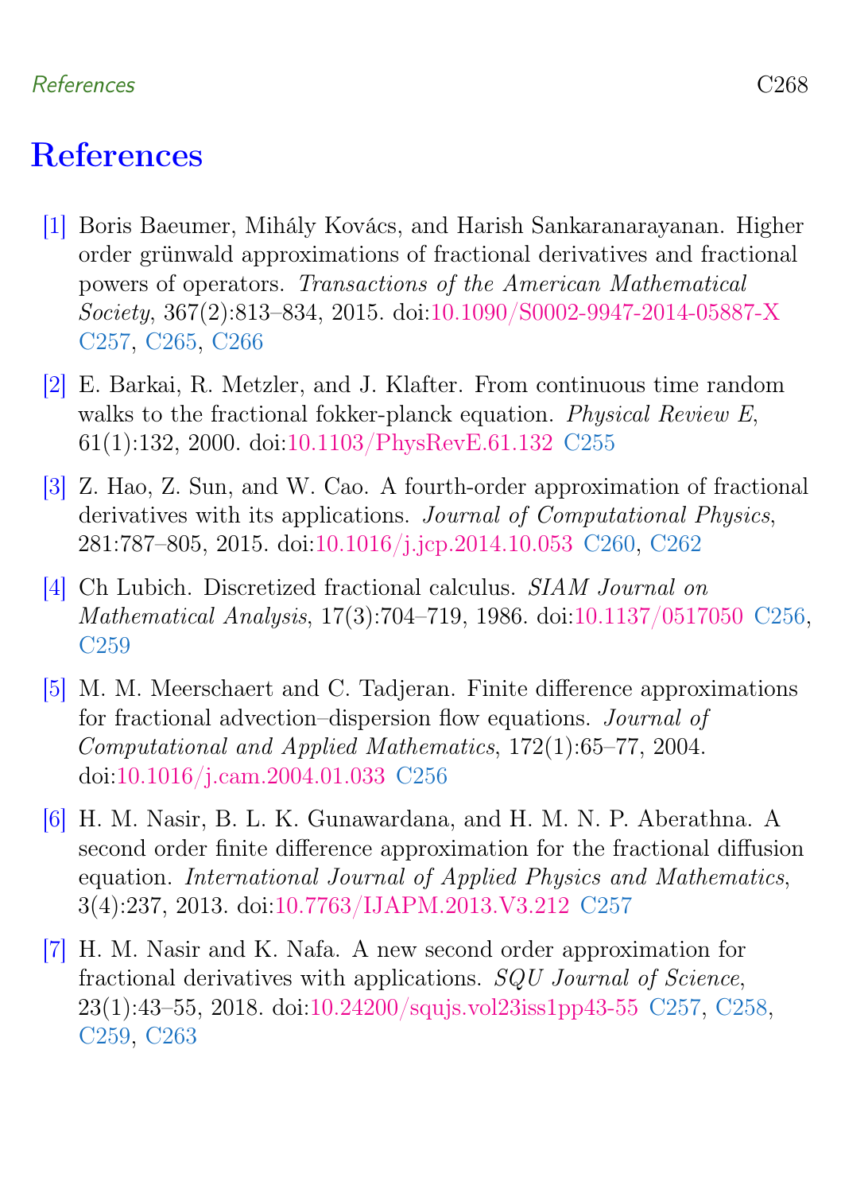# References

[1] Boris Baeumer, Mihály Kovács, and Harish Sankaranarayanan. Higher order grünwald approximations of fractional derivatives and fractional powers of operators. *Transactions of the American Mathematical Society*, 367(2):813–834, 2015. doi:10.1090/S0002-9947-2014-05887-X C257, C265, C266

[2] E. Barkai, R. Metzler, and J. Klafter. From continuous time random walks to the fractional fokker-planck equation. *Physical Review E*, 61(1):132, 2000. doi:10.1103/PhysRevE.61.132 C255

[3] Z. Hao, Z. Sun, and W. Cao. A fourth-order approximation of fractional derivatives with its applications. *Journal of Computational Physics*, 281:787–805, 2015. doi:10.1016/j.jcp.2014.10.053 C260, C262

[4] Ch Lubich. Discretized fractional calculus. *SIAM Journal on Mathematical Analysis*, 17(3):704–719, 1986. doi:10.1137/0517050 C256, C259

[5] M. M. Meerschaert and C. Tadjeran. Finite difference approximations for fractional advection–dispersion flow equations. *Journal of Computational and Applied Mathematics*, 172(1):65–77, 2004. doi:10.1016/j.cam.2004.01.033 C256

[6] H. M. Nasir, B. L. K. Gunawardana, and H. M. N. P. Aberathna. A second order finite difference approximation for the fractional diffusion equation. *International Journal of Applied Physics and Mathematics*, 3(4):237, 2013. doi:10.7763/IJAPM.2013.V3.212 C257

[7] H. M. Nasir and K. Nafa. A new second order approximation for fractional derivatives with applications. *SQU Journal of Science*, 23(1):43–55, 2018. doi:10.24200/squjs.vol23iss1pp43-55 C257, C258, C259, C263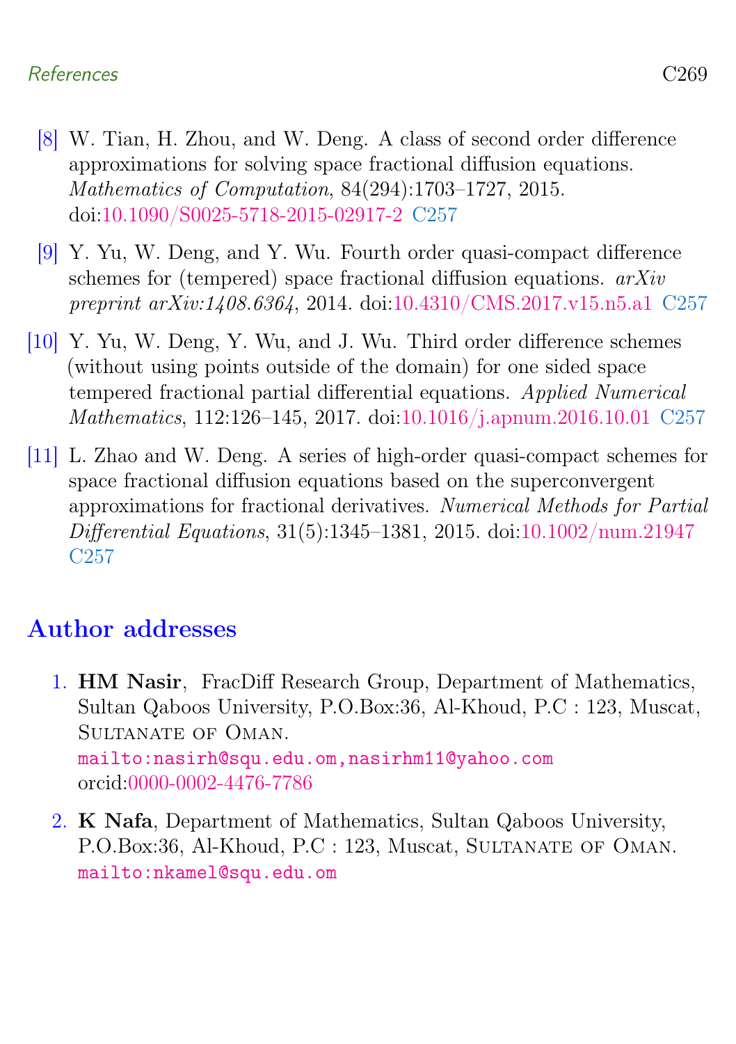[8] W. Tian, H. Zhou, and W. Deng. A class of second order difference approximations for solving space fractional diffusion equations. *Mathematics of Computation*, 84(294):1703–1727, 2015. doi:10.1090/S0025-5718-2015-02917-2 C257

[9] Y. Yu, W. Deng, and Y. Wu. Fourth order quasi-compact difference schemes for (tempered) space fractional diffusion equations. *arXiv preprint arXiv:1408.6364*, 2014. doi:10.4310/CMS.2017.v15.n5.a1 C257

[10] Y. Yu, W. Deng, Y. Wu, and J. Wu. Third order difference schemes (without using points outside of the domain) for one sided space tempered fractional partial differential equations. *Applied Numerical Mathematics*, 112:126–145, 2017. doi:10.1016/j.apnum.2016.10.01 C257

[11] L. Zhao and W. Deng. A series of high-order quasi-compact schemes for space fractional diffusion equations based on the superconvergent approximations for fractional derivatives. *Numerical Methods for Partial Differential Equations*, 31(5):1345–1381, 2015. doi:10.1002/num.21947 C257

## Author addresses

1. **HM Nasir**, FracDiff Research Group, Department of Mathematics, Sultan Qaboos University, P.O.Box:36, Al-Khoud, P.C : 123, Muscat, Sultanate of Oman.
   `mailto:nasirh@squ.edu.om,nasirhm11@yahoo.com`
   orcid:0000-0002-4476-7786

2. **K Nafa**, Department of Mathematics, Sultan Qaboos University, P.O.Box:36, Al-Khoud, P.C : 123, Muscat, Sultanate of Oman.
   `mailto:nkamel@squ.edu.om`